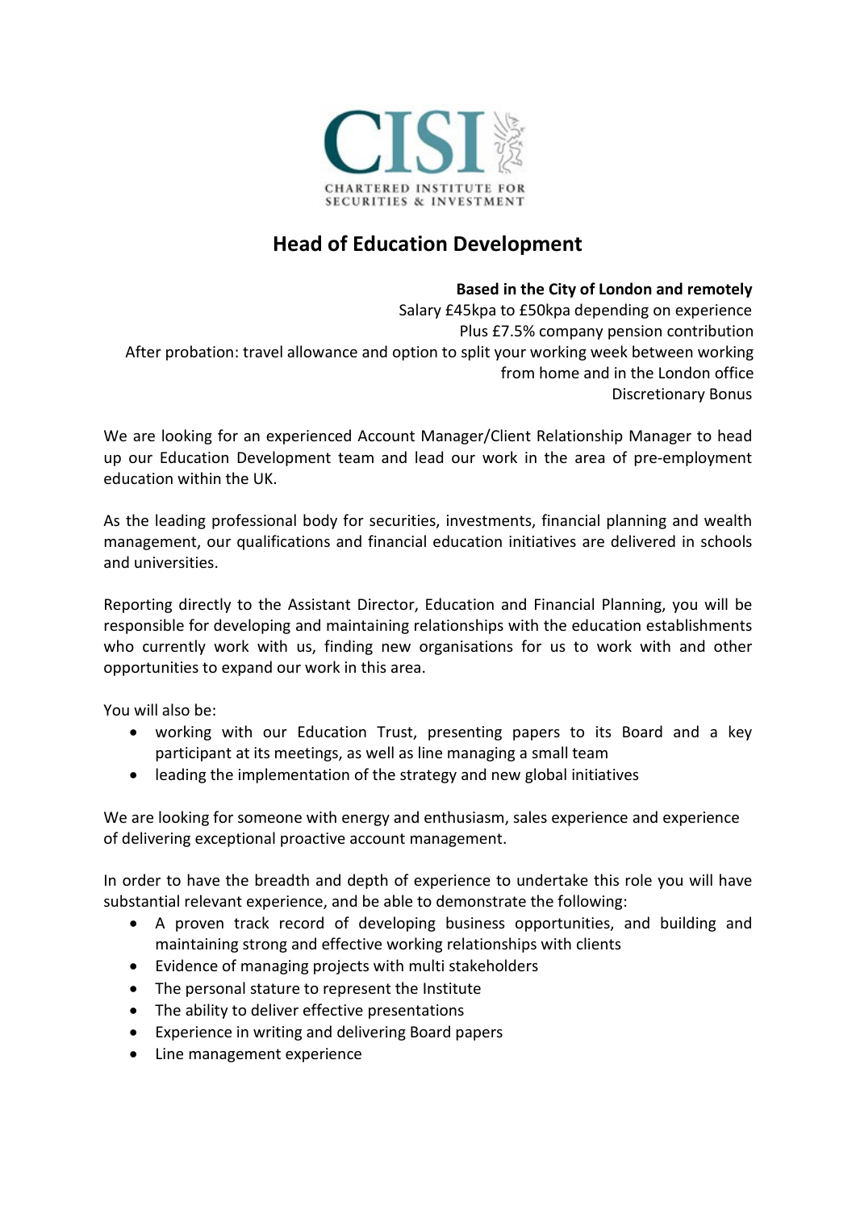CISI
CHARTERED INSTITUTE FOR
SECURITIES & INVESTMENT

# Head of Education Development

**Based in the City of London and remotely**
Salary £45kpa to £50kpa depending on experience
Plus £7.5% company pension contribution
After probation: travel allowance and option to split your working week between working from home and in the London office
Discretionary Bonus

We are looking for an experienced Account Manager/Client Relationship Manager to head up our Education Development team and lead our work in the area of pre-employment education within the UK.

As the leading professional body for securities, investments, financial planning and wealth management, our qualifications and financial education initiatives are delivered in schools and universities.

Reporting directly to the Assistant Director, Education and Financial Planning, you will be responsible for developing and maintaining relationships with the education establishments who currently work with us, finding new organisations for us to work with and other opportunities to expand our work in this area.

You will also be:

- working with our Education Trust, presenting papers to its Board and a key participant at its meetings, as well as line managing a small team
- leading the implementation of the strategy and new global initiatives

We are looking for someone with energy and enthusiasm, sales experience and experience of delivering exceptional proactive account management.

In order to have the breadth and depth of experience to undertake this role you will have substantial relevant experience, and be able to demonstrate the following:

- A proven track record of developing business opportunities, and building and maintaining strong and effective working relationships with clients
- Evidence of managing projects with multi stakeholders
- The personal stature to represent the Institute
- The ability to deliver effective presentations
- Experience in writing and delivering Board papers
- Line management experience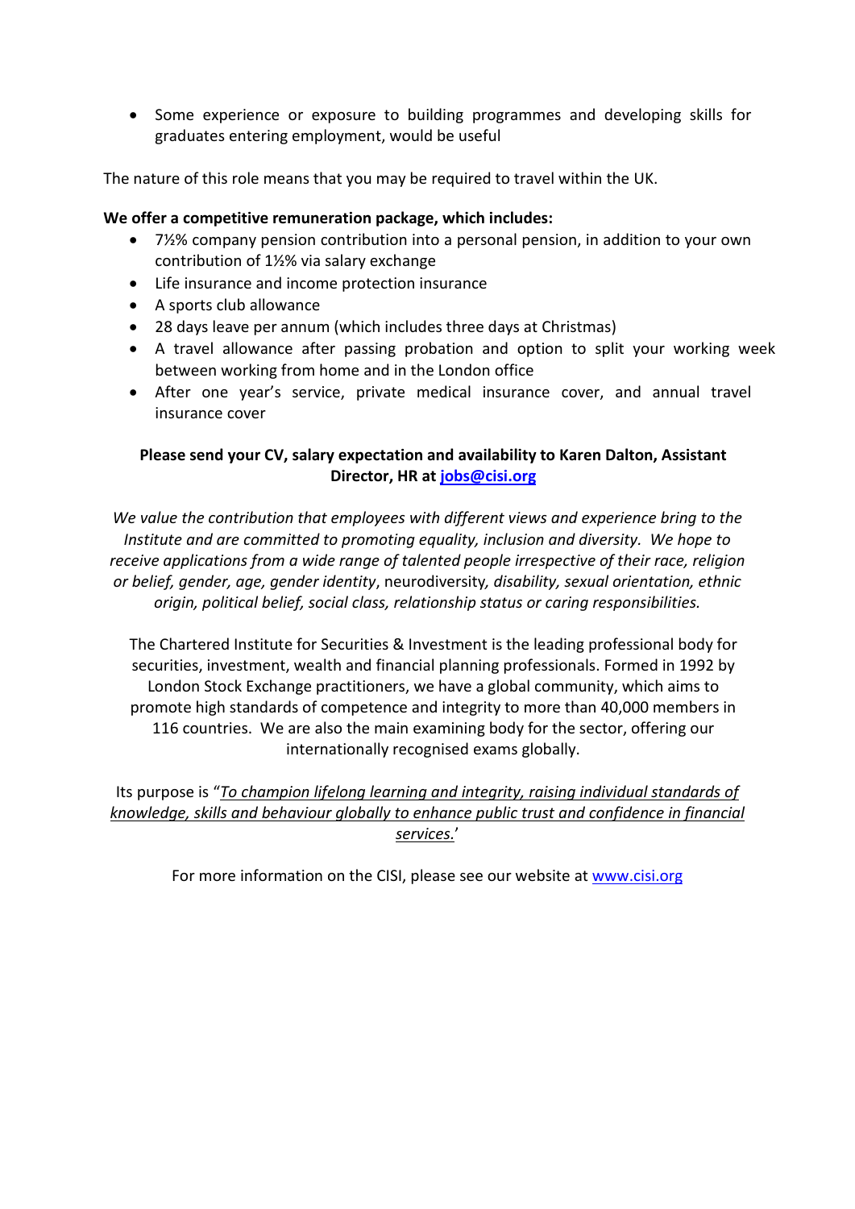- Some experience or exposure to building programmes and developing skills for graduates entering employment, would be useful

The nature of this role means that you may be required to travel within the UK.

**We offer a competitive remuneration package, which includes:**

- 7½% company pension contribution into a personal pension, in addition to your own contribution of 1½% via salary exchange
- Life insurance and income protection insurance
- A sports club allowance
- 28 days leave per annum (which includes three days at Christmas)
- A travel allowance after passing probation and option to split your working week between working from home and in the London office
- After one year's service, private medical insurance cover, and annual travel insurance cover

**Please send your CV, salary expectation and availability to Karen Dalton, Assistant Director, HR at [jobs@cisi.org](mailto:jobs@cisi.org)**

*We value the contribution that employees with different views and experience bring to the Institute and are committed to promoting equality, inclusion and diversity. We hope to receive applications from a wide range of talented people irrespective of their race, religion or belief, gender, age, gender identity*, neurodiversity, *disability, sexual orientation, ethnic origin, political belief, social class, relationship status or caring responsibilities.*

The Chartered Institute for Securities & Investment is the leading professional body for securities, investment, wealth and financial planning professionals. Formed in 1992 by London Stock Exchange practitioners, we have a global community, which aims to promote high standards of competence and integrity to more than 40,000 members in 116 countries. We are also the main examining body for the sector, offering our internationally recognised exams globally.

Its purpose is "*To champion lifelong learning and integrity, raising individual standards of knowledge, skills and behaviour globally to enhance public trust and confidence in financial services.*'

For more information on the CISI, please see our website at [www.cisi.org](http://www.cisi.org)